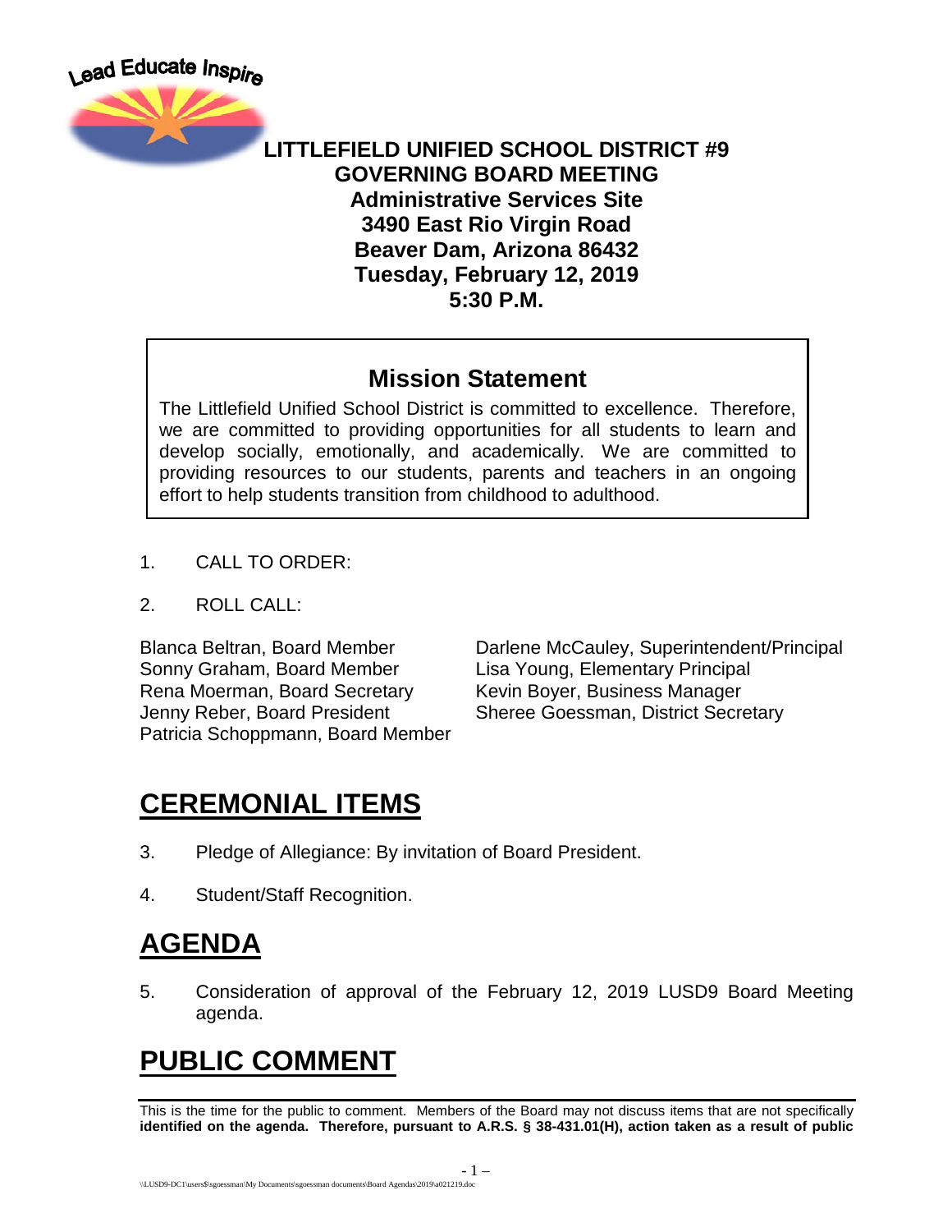Lead Educate Inspire

**LITTLEFIELD UNIFIED SCHOOL DISTRICT #9**
**GOVERNING BOARD MEETING**
**Administrative Services Site**
**3490 East Rio Virgin Road**
**Beaver Dam, Arizona 86432**
**Tuesday, February 12, 2019**
**5:30 P.M.**

## Mission Statement

The Littlefield Unified School District is committed to excellence. Therefore, we are committed to providing opportunities for all students to learn and develop socially, emotionally, and academically. We are committed to providing resources to our students, parents and teachers in an ongoing effort to help students transition from childhood to adulthood.

1. CALL TO ORDER:

2. ROLL CALL:

Blanca Beltran, Board Member
Sonny Graham, Board Member
Rena Moerman, Board Secretary
Jenny Reber, Board President
Patricia Schoppmann, Board Member

Darlene McCauley, Superintendent/Principal
Lisa Young, Elementary Principal
Kevin Boyer, Business Manager
Sheree Goessman, District Secretary

# CEREMONIAL ITEMS

3. Pledge of Allegiance: By invitation of Board President.

4. Student/Staff Recognition.

# AGENDA

5. Consideration of approval of the February 12, 2019 LUSD9 Board Meeting agenda.

# PUBLIC COMMENT

This is the time for the public to comment. Members of the Board may not discuss items that are not specifically **identified on the agenda. Therefore, pursuant to A.R.S. § 38-431.01(H), action taken as a result of public**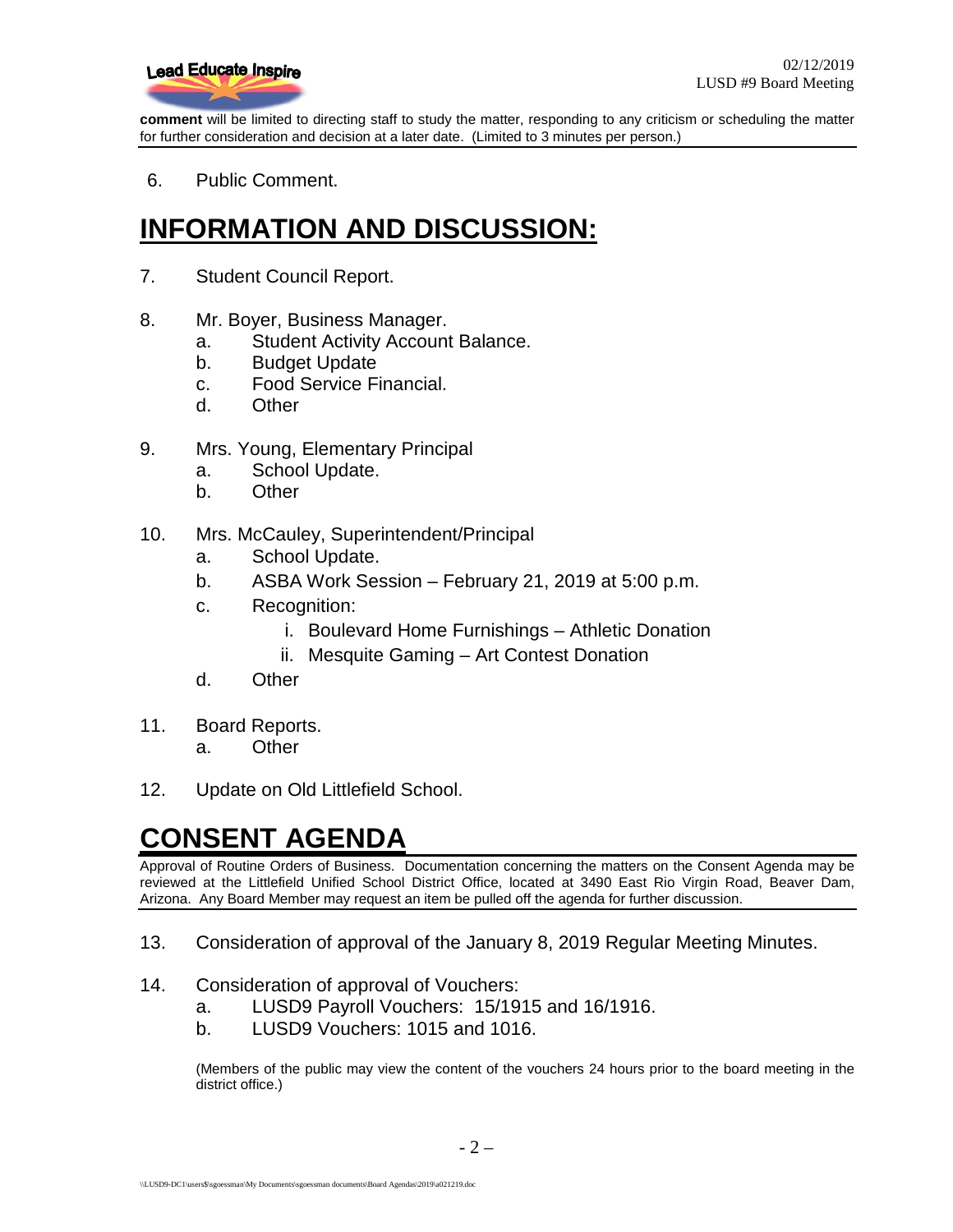**comment** will be limited to directing staff to study the matter, responding to any criticism or scheduling the matter for further consideration and decision at a later date. (Limited to 3 minutes per person.)

6. Public Comment.

# INFORMATION AND DISCUSSION:

7. Student Council Report.

8. Mr. Boyer, Business Manager.
   a. Student Activity Account Balance.
   b. Budget Update
   c. Food Service Financial.
   d. Other

9. Mrs. Young, Elementary Principal
   a. School Update.
   b. Other

10. Mrs. McCauley, Superintendent/Principal
    a. School Update.
    b. ASBA Work Session – February 21, 2019 at 5:00 p.m.
    c. Recognition:
       i. Boulevard Home Furnishings – Athletic Donation
       ii. Mesquite Gaming – Art Contest Donation
    d. Other

11. Board Reports.
    a. Other

12. Update on Old Littlefield School.

# CONSENT AGENDA

Approval of Routine Orders of Business. Documentation concerning the matters on the Consent Agenda may be reviewed at the Littlefield Unified School District Office, located at 3490 East Rio Virgin Road, Beaver Dam, Arizona. Any Board Member may request an item be pulled off the agenda for further discussion.

13. Consideration of approval of the January 8, 2019 Regular Meeting Minutes.

14. Consideration of approval of Vouchers:
    a. LUSD9 Payroll Vouchers: 15/1915 and 16/1916.
    b. LUSD9 Vouchers: 1015 and 1016.

    (Members of the public may view the content of the vouchers 24 hours prior to the board meeting in the district office.)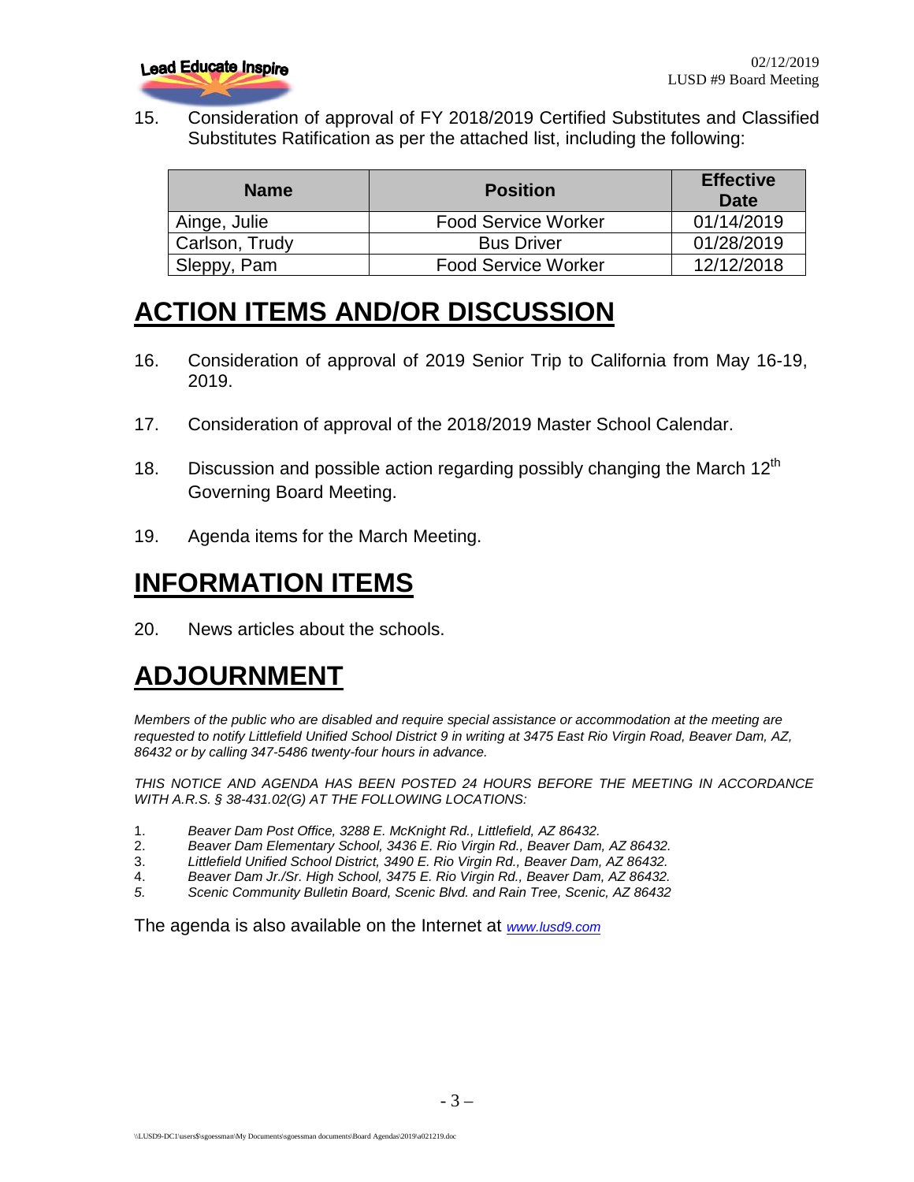15. Consideration of approval of FY 2018/2019 Certified Substitutes and Classified Substitutes Ratification as per the attached list, including the following:

| Name | Position | Effective Date |
|---|---|---|
| Ainge, Julie | Food Service Worker | 01/14/2019 |
| Carlson, Trudy | Bus Driver | 01/28/2019 |
| Sleppy, Pam | Food Service Worker | 12/12/2018 |

# ACTION ITEMS AND/OR DISCUSSION

16. Consideration of approval of 2019 Senior Trip to California from May 16-19, 2019.

17. Consideration of approval of the 2018/2019 Master School Calendar.

18. Discussion and possible action regarding possibly changing the March 12th Governing Board Meeting.

19. Agenda items for the March Meeting.

# INFORMATION ITEMS

20. News articles about the schools.

# ADJOURNMENT

*Members of the public who are disabled and require special assistance or accommodation at the meeting are requested to notify Littlefield Unified School District 9 in writing at 3475 East Rio Virgin Road, Beaver Dam, AZ, 86432 or by calling 347-5486 twenty-four hours in advance.*

*THIS NOTICE AND AGENDA HAS BEEN POSTED 24 HOURS BEFORE THE MEETING IN ACCORDANCE WITH A.R.S. § 38-431.02(G) AT THE FOLLOWING LOCATIONS:*

1. *Beaver Dam Post Office, 3288 E. McKnight Rd., Littlefield, AZ 86432.*
2. *Beaver Dam Elementary School, 3436 E. Rio Virgin Rd., Beaver Dam, AZ 86432.*
3. *Littlefield Unified School District, 3490 E. Rio Virgin Rd., Beaver Dam, AZ 86432.*
4. *Beaver Dam Jr./Sr. High School, 3475 E. Rio Virgin Rd., Beaver Dam, AZ 86432.*
5. *Scenic Community Bulletin Board, Scenic Blvd. and Rain Tree, Scenic, AZ 86432*

The agenda is also available on the Internet at *www.lusd9.com*